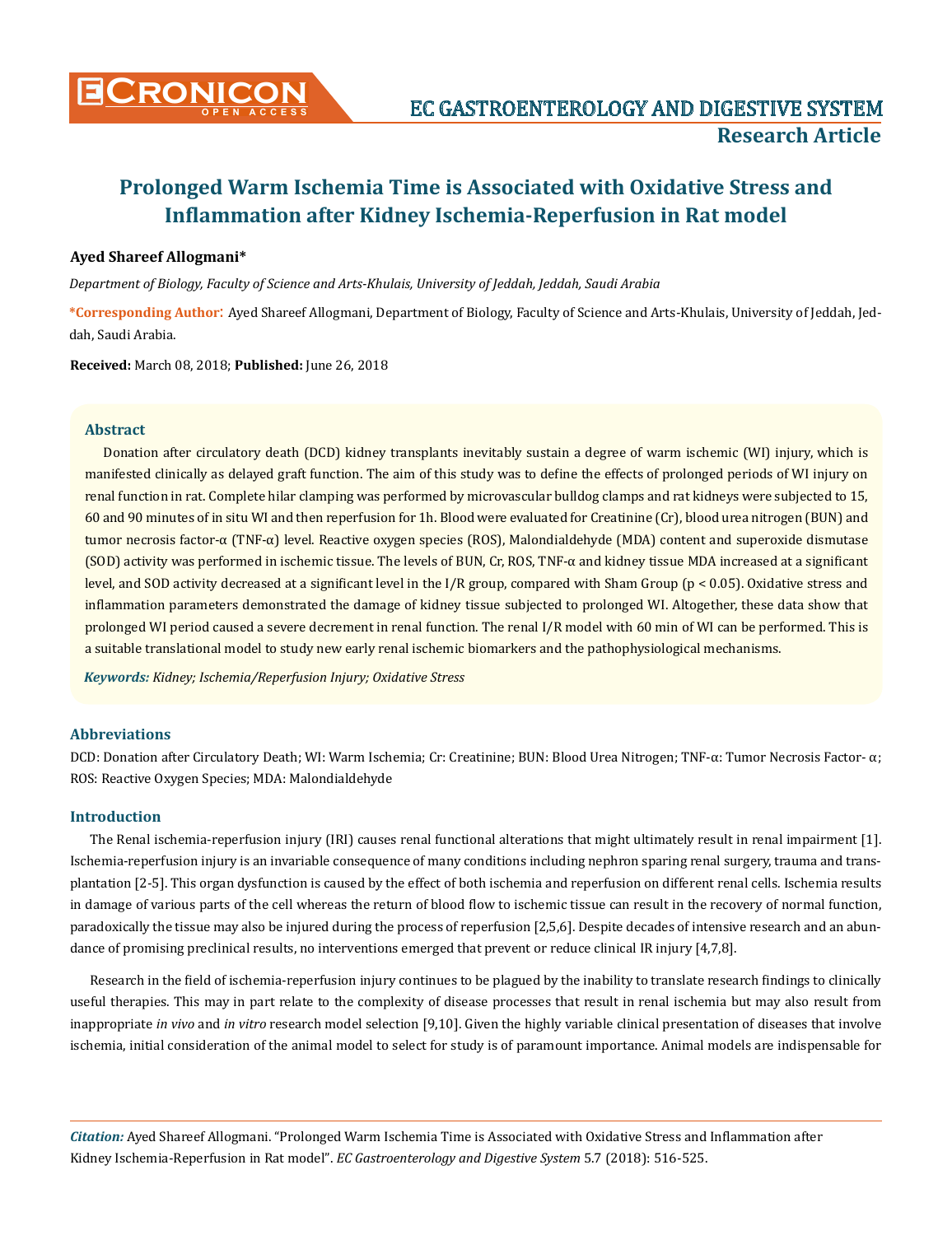**Research Article**

# Prolonged Warm Ischemia Time is Associated with Oxidative Stress and Inflammation after Kidney Ischemia-Reperfusion in Rat model

**Ayed Shareef Allogmani***

*Department of Biology, Faculty of Science and Arts-Khulais, University of Jeddah, Jeddah, Saudi Arabia*

**\*Corresponding Author:** Ayed Shareef Allogmani, Department of Biology, Faculty of Science and Arts-Khulais, University of Jeddah, Jeddah, Saudi Arabia.

**Received:** March 08, 2018; **Published:** June 26, 2018

## Abstract

Donation after circulatory death (DCD) kidney transplants inevitably sustain a degree of warm ischemic (WI) injury, which is manifested clinically as delayed graft function. The aim of this study was to define the effects of prolonged periods of WI injury on renal function in rat. Complete hilar clamping was performed by microvascular bulldog clamps and rat kidneys were subjected to 15, 60 and 90 minutes of in situ WI and then reperfusion for 1h. Blood were evaluated for Creatinine (Cr), blood urea nitrogen (BUN) and tumor necrosis factor-α (TNF-α) level. Reactive oxygen species (ROS), Malondialdehyde (MDA) content and superoxide dismutase (SOD) activity was performed in ischemic tissue. The levels of BUN, Cr, ROS, TNF-α and kidney tissue MDA increased at a significant level, and SOD activity decreased at a significant level in the I/R group, compared with Sham Group ($p < 0.05$). Oxidative stress and inflammation parameters demonstrated the damage of kidney tissue subjected to prolonged WI. Altogether, these data show that prolonged WI period caused a severe decrement in renal function. The renal I/R model with 60 min of WI can be performed. This is a suitable translational model to study new early renal ischemic biomarkers and the pathophysiological mechanisms.

***Keywords:*** *Kidney; Ischemia/Reperfusion Injury; Oxidative Stress*

## Abbreviations

DCD: Donation after Circulatory Death; WI: Warm Ischemia; Cr: Creatinine; BUN: Blood Urea Nitrogen; TNF-α: Tumor Necrosis Factor- α; ROS: Reactive Oxygen Species; MDA: Malondialdehyde

## Introduction

The Renal ischemia-reperfusion injury (IRI) causes renal functional alterations that might ultimately result in renal impairment [1]. Ischemia-reperfusion injury is an invariable consequence of many conditions including nephron sparing renal surgery, trauma and transplantation [2-5]. This organ dysfunction is caused by the effect of both ischemia and reperfusion on different renal cells. Ischemia results in damage of various parts of the cell whereas the return of blood flow to ischemic tissue can result in the recovery of normal function, paradoxically the tissue may also be injured during the process of reperfusion [2,5,6]. Despite decades of intensive research and an abundance of promising preclinical results, no interventions emerged that prevent or reduce clinical IR injury [4,7,8].

Research in the field of ischemia-reperfusion injury continues to be plagued by the inability to translate research findings to clinically useful therapies. This may in part relate to the complexity of disease processes that result in renal ischemia but may also result from inappropriate *in vivo* and *in vitro* research model selection [9,10]. Given the highly variable clinical presentation of diseases that involve ischemia, initial consideration of the animal model to select for study is of paramount importance. Animal models are indispensable for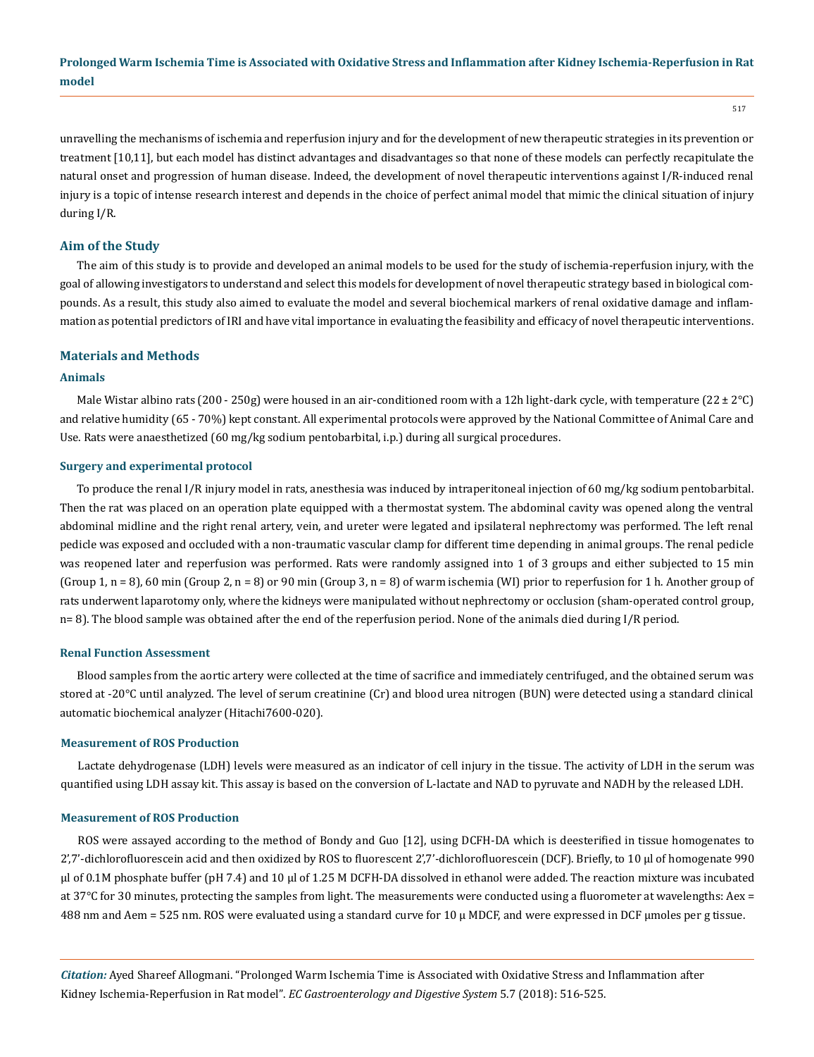unravelling the mechanisms of ischemia and reperfusion injury and for the development of new therapeutic strategies in its prevention or treatment [10,11], but each model has distinct advantages and disadvantages so that none of these models can perfectly recapitulate the natural onset and progression of human disease. Indeed, the development of novel therapeutic interventions against I/R-induced renal injury is a topic of intense research interest and depends in the choice of perfect animal model that mimic the clinical situation of injury during I/R.

## Aim of the Study

The aim of this study is to provide and developed an animal models to be used for the study of ischemia-reperfusion injury, with the goal of allowing investigators to understand and select this models for development of novel therapeutic strategy based in biological compounds. As a result, this study also aimed to evaluate the model and several biochemical markers of renal oxidative damage and inflammation as potential predictors of IRI and have vital importance in evaluating the feasibility and efficacy of novel therapeutic interventions.

## Materials and Methods

### Animals

Male Wistar albino rats (200 - 250g) were housed in an air-conditioned room with a 12h light-dark cycle, with temperature (22 ± 2°C) and relative humidity (65 - 70%) kept constant. All experimental protocols were approved by the National Committee of Animal Care and Use. Rats were anaesthetized (60 mg/kg sodium pentobarbital, i.p.) during all surgical procedures.

### Surgery and experimental protocol

To produce the renal I/R injury model in rats, anesthesia was induced by intraperitoneal injection of 60 mg/kg sodium pentobarbital. Then the rat was placed on an operation plate equipped with a thermostat system. The abdominal cavity was opened along the ventral abdominal midline and the right renal artery, vein, and ureter were legated and ipsilateral nephrectomy was performed. The left renal pedicle was exposed and occluded with a non-traumatic vascular clamp for different time depending in animal groups. The renal pedicle was reopened later and reperfusion was performed. Rats were randomly assigned into 1 of 3 groups and either subjected to 15 min (Group 1, n = 8), 60 min (Group 2, n = 8) or 90 min (Group 3, n = 8) of warm ischemia (WI) prior to reperfusion for 1 h. Another group of rats underwent laparotomy only, where the kidneys were manipulated without nephrectomy or occlusion (sham-operated control group, n= 8). The blood sample was obtained after the end of the reperfusion period. None of the animals died during I/R period.

### Renal Function Assessment

Blood samples from the aortic artery were collected at the time of sacrifice and immediately centrifuged, and the obtained serum was stored at -20°C until analyzed. The level of serum creatinine (Cr) and blood urea nitrogen (BUN) were detected using a standard clinical automatic biochemical analyzer (Hitachi7600-020).

### Measurement of ROS Production

Lactate dehydrogenase (LDH) levels were measured as an indicator of cell injury in the tissue. The activity of LDH in the serum was quantified using LDH assay kit. This assay is based on the conversion of L-lactate and NAD to pyruvate and NADH by the released LDH.

### Measurement of ROS Production

ROS were assayed according to the method of Bondy and Guo [12], using DCFH-DA which is deesterified in tissue homogenates to 2',7'-dichlorofluorescein acid and then oxidized by ROS to fluorescent 2',7'-dichlorofluorescein (DCF). Briefly, to 10 µl of homogenate 990 µl of 0.1M phosphate buffer (pH 7.4) and 10 µl of 1.25 M DCFH-DA dissolved in ethanol were added. The reaction mixture was incubated at 37°C for 30 minutes, protecting the samples from light. The measurements were conducted using a fluorometer at wavelengths: Aex = 488 nm and Aem = 525 nm. ROS were evaluated using a standard curve for 10 µ MDCF, and were expressed in DCF µmoles per g tissue.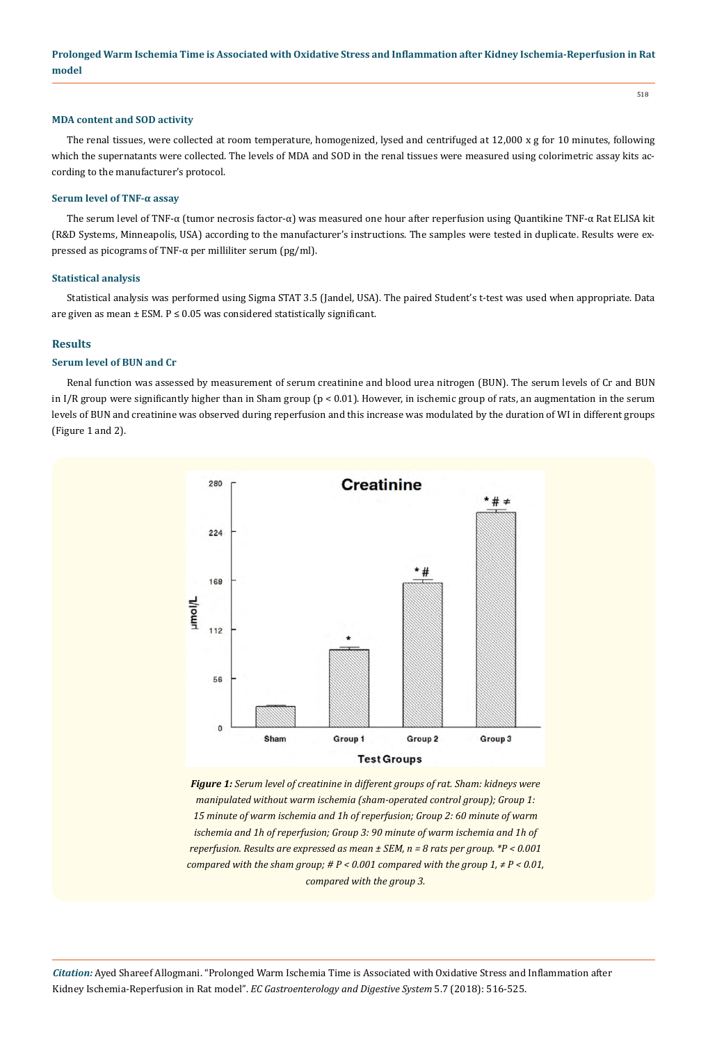#### MDA content and SOD activity

The renal tissues, were collected at room temperature, homogenized, lysed and centrifuged at 12,000 x g for 10 minutes, following which the supernatants were collected. The levels of MDA and SOD in the renal tissues were measured using colorimetric assay kits according to the manufacturer's protocol.

#### Serum level of TNF-α assay

The serum level of TNF-α (tumor necrosis factor-α) was measured one hour after reperfusion using Quantikine TNF-α Rat ELISA kit (R&D Systems, Minneapolis, USA) according to the manufacturer's instructions. The samples were tested in duplicate. Results were expressed as picograms of TNF-α per milliliter serum (pg/ml).

#### Statistical analysis

Statistical analysis was performed using Sigma STAT 3.5 (Jandel, USA). The paired Student's t-test was used when appropriate. Data are given as mean ± ESM. P ≤ 0.05 was considered statistically significant.

### Results

#### Serum level of BUN and Cr

Renal function was assessed by measurement of serum creatinine and blood urea nitrogen (BUN). The serum levels of Cr and BUN in I/R group were significantly higher than in Sham group (p < 0.01). However, in ischemic group of rats, an augmentation in the serum levels of BUN and creatinine was observed during reperfusion and this increase was modulated by the duration of WI in different groups (Figure 1 and 2).

*Figure 1: Serum level of creatinine in different groups of rat. Sham: kidneys were manipulated without warm ischemia (sham-operated control group); Group 1: 15 minute of warm ischemia and 1h of reperfusion; Group 2: 60 minute of warm ischemia and 1h of reperfusion; Group 3: 90 minute of warm ischemia and 1h of reperfusion. Results are expressed as mean ± SEM, n = 8 rats per group. \*P < 0.001 compared with the sham group; # P < 0.001 compared with the group 1, ≠ P < 0.01, compared with the group 3.*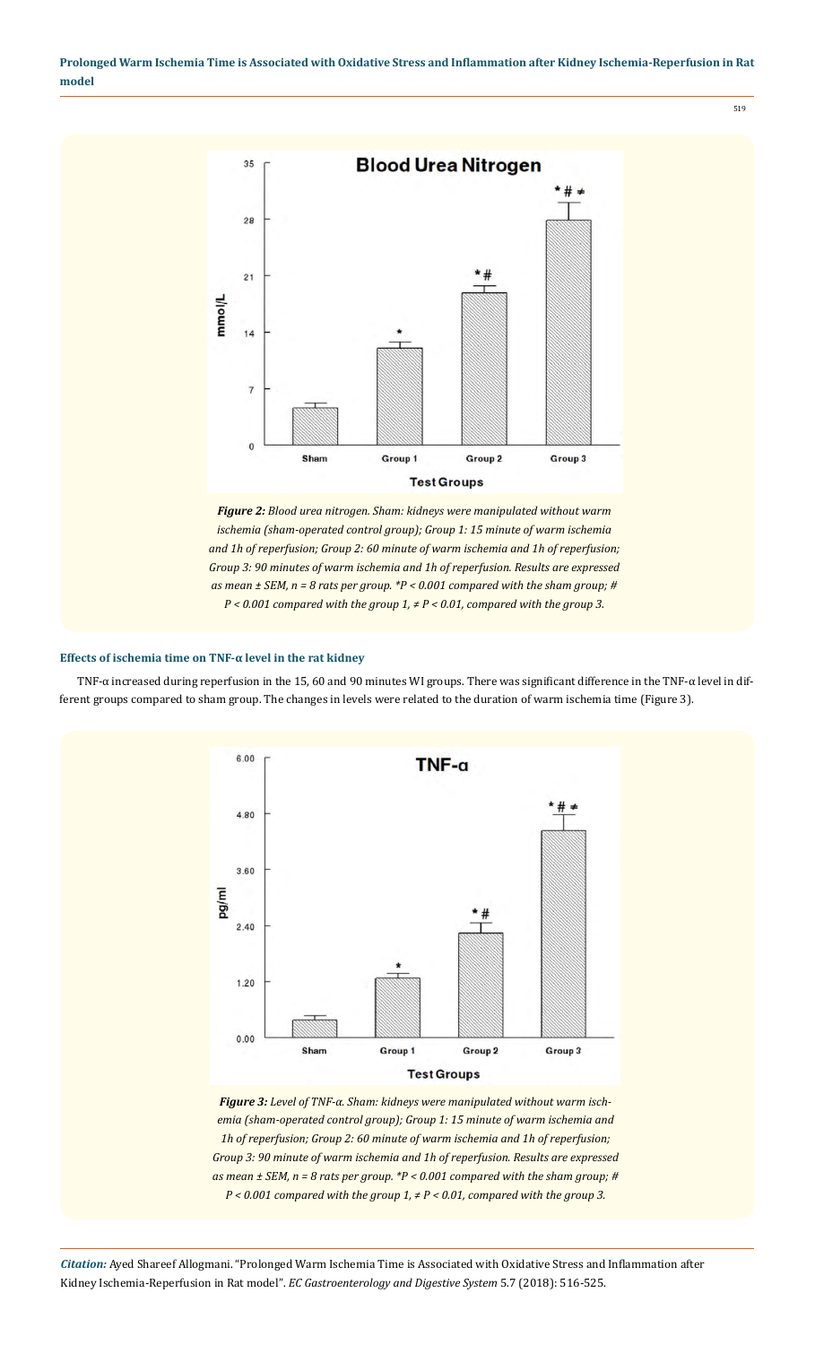*Figure 2: Blood urea nitrogen. Sham: kidneys were manipulated without warm ischemia (sham-operated control group); Group 1: 15 minute of warm ischemia and 1h of reperfusion; Group 2: 60 minute of warm ischemia and 1h of reperfusion; Group 3: 90 minutes of warm ischemia and 1h of reperfusion. Results are expressed as mean ± SEM, n = 8 rats per group. *P < 0.001 compared with the sham group; # P < 0.001 compared with the group 1, ≠ P < 0.01, compared with the group 3.*

### Effects of ischemia time on TNF-α level in the rat kidney

TNF-α increased during reperfusion in the 15, 60 and 90 minutes WI groups. There was significant difference in the TNF-α level in different groups compared to sham group. The changes in levels were related to the duration of warm ischemia time (Figure 3).

*Figure 3: Level of TNF-α. Sham: kidneys were manipulated without warm ischemia (sham-operated control group); Group 1: 15 minute of warm ischemia and 1h of reperfusion; Group 2: 60 minute of warm ischemia and 1h of reperfusion; Group 3: 90 minute of warm ischemia and 1h of reperfusion. Results are expressed as mean ± SEM, n = 8 rats per group. *P < 0.001 compared with the sham group; # P < 0.001 compared with the group 1, ≠ P < 0.01, compared with the group 3.*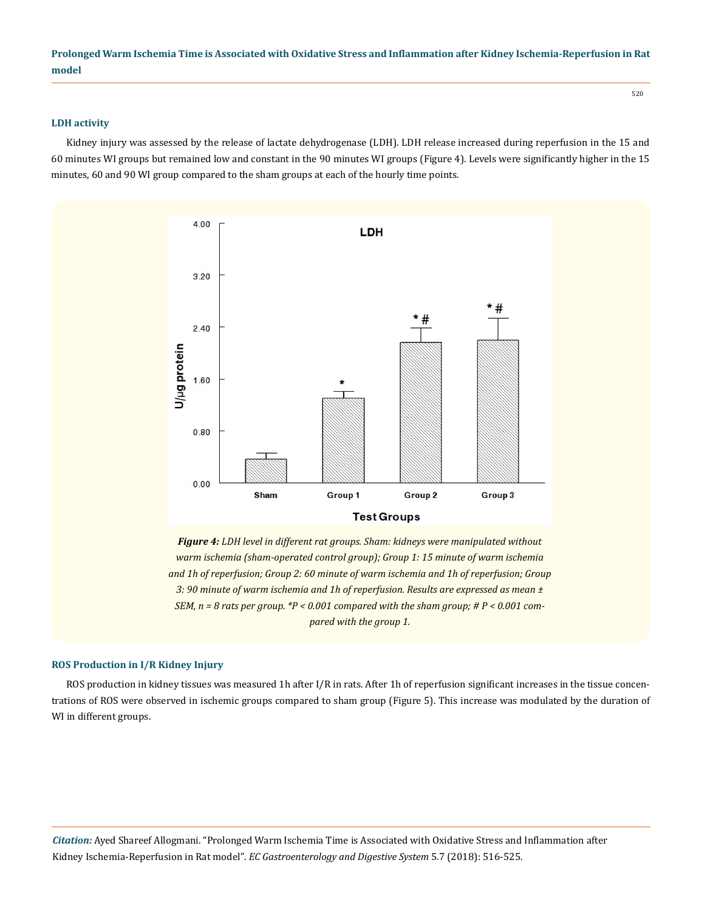### LDH activity

Kidney injury was assessed by the release of lactate dehydrogenase (LDH). LDH release increased during reperfusion in the 15 and 60 minutes WI groups but remained low and constant in the 90 minutes WI groups (Figure 4). Levels were significantly higher in the 15 minutes, 60 and 90 WI group compared to the sham groups at each of the hourly time points.

***Figure 4:*** *LDH level in different rat groups. Sham: kidneys were manipulated without warm ischemia (sham-operated control group); Group 1: 15 minute of warm ischemia and 1h of reperfusion; Group 2: 60 minute of warm ischemia and 1h of reperfusion; Group 3: 90 minute of warm ischemia and 1h of reperfusion. Results are expressed as mean ± SEM, n = 8 rats per group. *P < 0.001 compared with the sham group; # P < 0.001 compared with the group 1.*

### ROS Production in I/R Kidney Injury

ROS production in kidney tissues was measured 1h after I/R in rats. After 1h of reperfusion significant increases in the tissue concentrations of ROS were observed in ischemic groups compared to sham group (Figure 5). This increase was modulated by the duration of WI in different groups.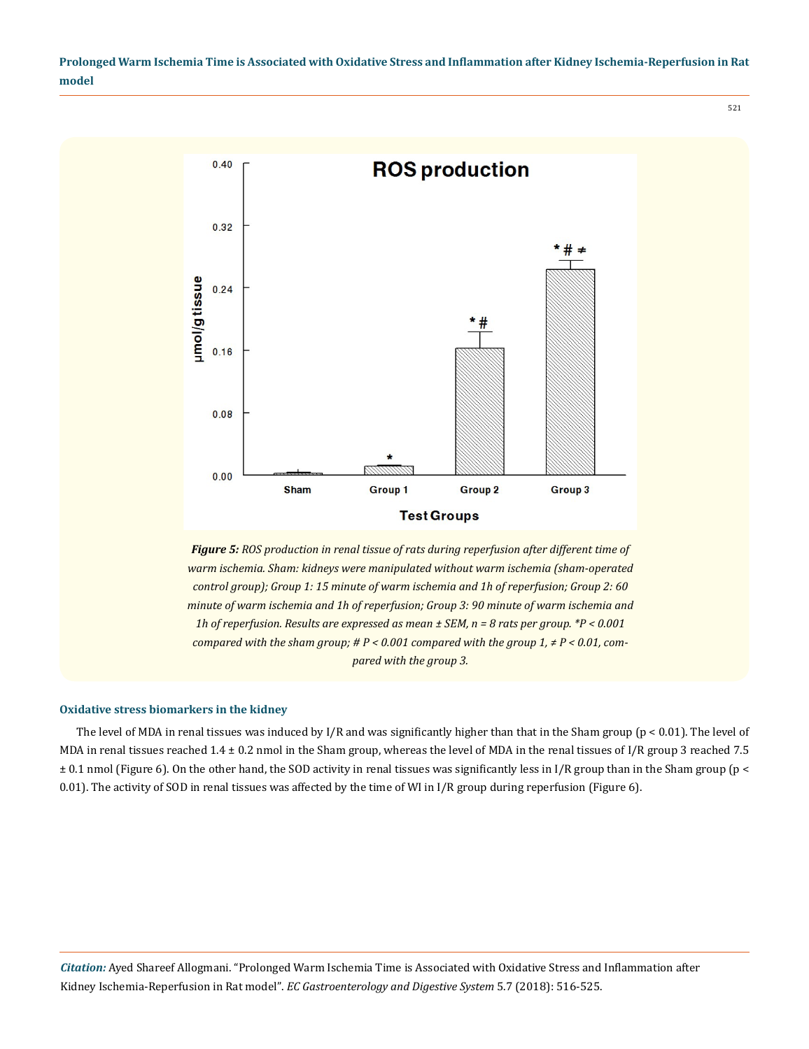***Figure 5:** ROS production in renal tissue of rats during reperfusion after different time of warm ischemia. Sham: kidneys were manipulated without warm ischemia (sham-operated control group); Group 1: 15 minute of warm ischemia and 1h of reperfusion; Group 2: 60 minute of warm ischemia and 1h of reperfusion; Group 3: 90 minute of warm ischemia and 1h of reperfusion. Results are expressed as mean ± SEM, n = 8 rats per group. *P < 0.001 compared with the sham group; # P < 0.001 compared with the group 1, ≠ P < 0.01, compared with the group 3.*

### Oxidative stress biomarkers in the kidney

The level of MDA in renal tissues was induced by I/R and was significantly higher than that in the Sham group ($p < 0.01$). The level of MDA in renal tissues reached 1.4 ± 0.2 nmol in the Sham group, whereas the level of MDA in the renal tissues of I/R group 3 reached 7.5 ± 0.1 nmol (Figure 6). On the other hand, the SOD activity in renal tissues was significantly less in I/R group than in the Sham group ($p < 0.01$). The activity of SOD in renal tissues was affected by the time of WI in I/R group during reperfusion (Figure 6).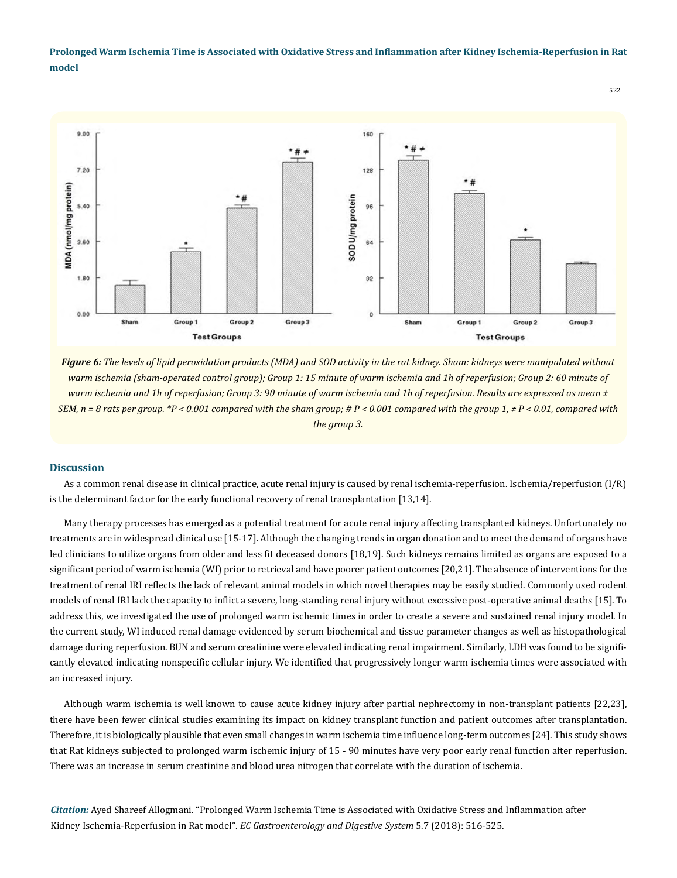*Figure 6: The levels of lipid peroxidation products (MDA) and SOD activity in the rat kidney. Sham: kidneys were manipulated without warm ischemia (sham-operated control group); Group 1: 15 minute of warm ischemia and 1h of reperfusion; Group 2: 60 minute of warm ischemia and 1h of reperfusion; Group 3: 90 minute of warm ischemia and 1h of reperfusion. Results are expressed as mean ± SEM, n = 8 rats per group. *P < 0.001 compared with the sham group; # P < 0.001 compared with the group 1, ≠ P < 0.01, compared with the group 3.*

## Discussion

As a common renal disease in clinical practice, acute renal injury is caused by renal ischemia-reperfusion. Ischemia/reperfusion (I/R) is the determinant factor for the early functional recovery of renal transplantation [13,14].

Many therapy processes has emerged as a potential treatment for acute renal injury affecting transplanted kidneys. Unfortunately no treatments are in widespread clinical use [15-17]. Although the changing trends in organ donation and to meet the demand of organs have led clinicians to utilize organs from older and less fit deceased donors [18,19]. Such kidneys remains limited as organs are exposed to a significant period of warm ischemia (WI) prior to retrieval and have poorer patient outcomes [20,21]. The absence of interventions for the treatment of renal IRI reflects the lack of relevant animal models in which novel therapies may be easily studied. Commonly used rodent models of renal IRI lack the capacity to inflict a severe, long-standing renal injury without excessive post-operative animal deaths [15]. To address this, we investigated the use of prolonged warm ischemic times in order to create a severe and sustained renal injury model. In the current study, WI induced renal damage evidenced by serum biochemical and tissue parameter changes as well as histopathological damage during reperfusion. BUN and serum creatinine were elevated indicating renal impairment. Similarly, LDH was found to be significantly elevated indicating nonspecific cellular injury. We identified that progressively longer warm ischemia times were associated with an increased injury.

Although warm ischemia is well known to cause acute kidney injury after partial nephrectomy in non-transplant patients [22,23], there have been fewer clinical studies examining its impact on kidney transplant function and patient outcomes after transplantation. Therefore, it is biologically plausible that even small changes in warm ischemia time influence long-term outcomes [24]. This study shows that Rat kidneys subjected to prolonged warm ischemic injury of 15 - 90 minutes have very poor early renal function after reperfusion. There was an increase in serum creatinine and blood urea nitrogen that correlate with the duration of ischemia.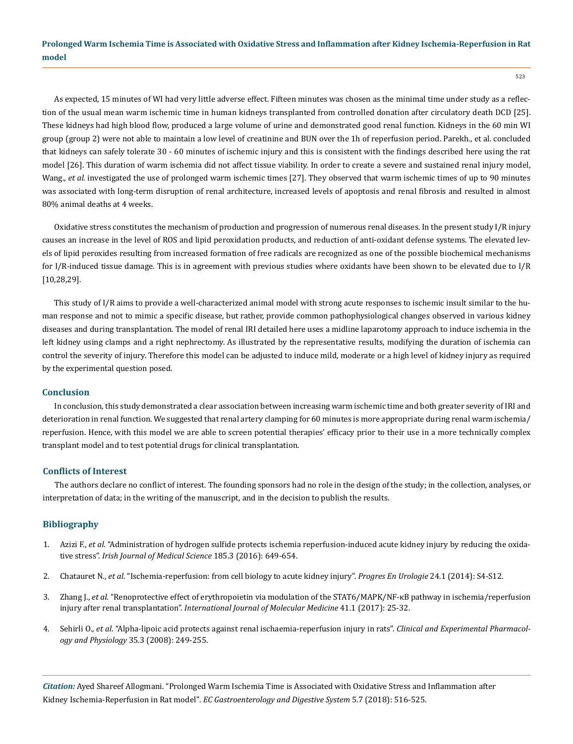As expected, 15 minutes of WI had very little adverse effect. Fifteen minutes was chosen as the minimal time under study as a reflection of the usual mean warm ischemic time in human kidneys transplanted from controlled donation after circulatory death DCD [25]. These kidneys had high blood flow, produced a large volume of urine and demonstrated good renal function. Kidneys in the 60 min WI group (group 2) were not able to maintain a low level of creatinine and BUN over the 1h of reperfusion period. Parekh., et al. concluded that kidneys can safely tolerate 30 - 60 minutes of ischemic injury and this is consistent with the findings described here using the rat model [26]. This duration of warm ischemia did not affect tissue viability. In order to create a severe and sustained renal injury model, Wang., *et al.* investigated the use of prolonged warm ischemic times [27]. They observed that warm ischemic times of up to 90 minutes was associated with long-term disruption of renal architecture, increased levels of apoptosis and renal fibrosis and resulted in almost 80% animal deaths at 4 weeks.

Oxidative stress constitutes the mechanism of production and progression of numerous renal diseases. In the present study I/R injury causes an increase in the level of ROS and lipid peroxidation products, and reduction of anti-oxidant defense systems. The elevated levels of lipid peroxides resulting from increased formation of free radicals are recognized as one of the possible biochemical mechanisms for I/R-induced tissue damage. This is in agreement with previous studies where oxidants have been shown to be elevated due to I/R [10,28,29].

This study of I/R aims to provide a well-characterized animal model with strong acute responses to ischemic insult similar to the human response and not to mimic a specific disease, but rather, provide common pathophysiological changes observed in various kidney diseases and during transplantation. The model of renal IRI detailed here uses a midline laparotomy approach to induce ischemia in the left kidney using clamps and a right nephrectomy. As illustrated by the representative results, modifying the duration of ischemia can control the severity of injury. Therefore this model can be adjusted to induce mild, moderate or a high level of kidney injury as required by the experimental question posed.

## Conclusion

In conclusion, this study demonstrated a clear association between increasing warm ischemic time and both greater severity of IRI and deterioration in renal function. We suggested that renal artery clamping for 60 minutes is more appropriate during renal warm ischemia/reperfusion. Hence, with this model we are able to screen potential therapies' efficacy prior to their use in a more technically complex transplant model and to test potential drugs for clinical transplantation.

## Conflicts of Interest

The authors declare no conflict of interest. The founding sponsors had no role in the design of the study; in the collection, analyses, or interpretation of data; in the writing of the manuscript, and in the decision to publish the results.

## Bibliography

1. Azizi F., *et al.* "Administration of hydrogen sulfide protects ischemia reperfusion-induced acute kidney injury by reducing the oxidative stress". *Irish Journal of Medical Science* 185.3 (2016): 649-654.
2. Chatauret N., *et al.* "Ischemia-reperfusion: from cell biology to acute kidney injury". *Progres En Urologie* 24.1 (2014): S4-S12.
3. Zhang J., *et al.* "Renoprotective effect of erythropoietin via modulation of the STAT6/MAPK/NF-κB pathway in ischemia/reperfusion injury after renal transplantation". *International Journal of Molecular Medicine* 41.1 (2017): 25-32.
4. Sehirli O., *et al.* "Alpha-lipoic acid protects against renal ischaemia-reperfusion injury in rats". *Clinical and Experimental Pharmacology and Physiology* 35.3 (2008): 249-255.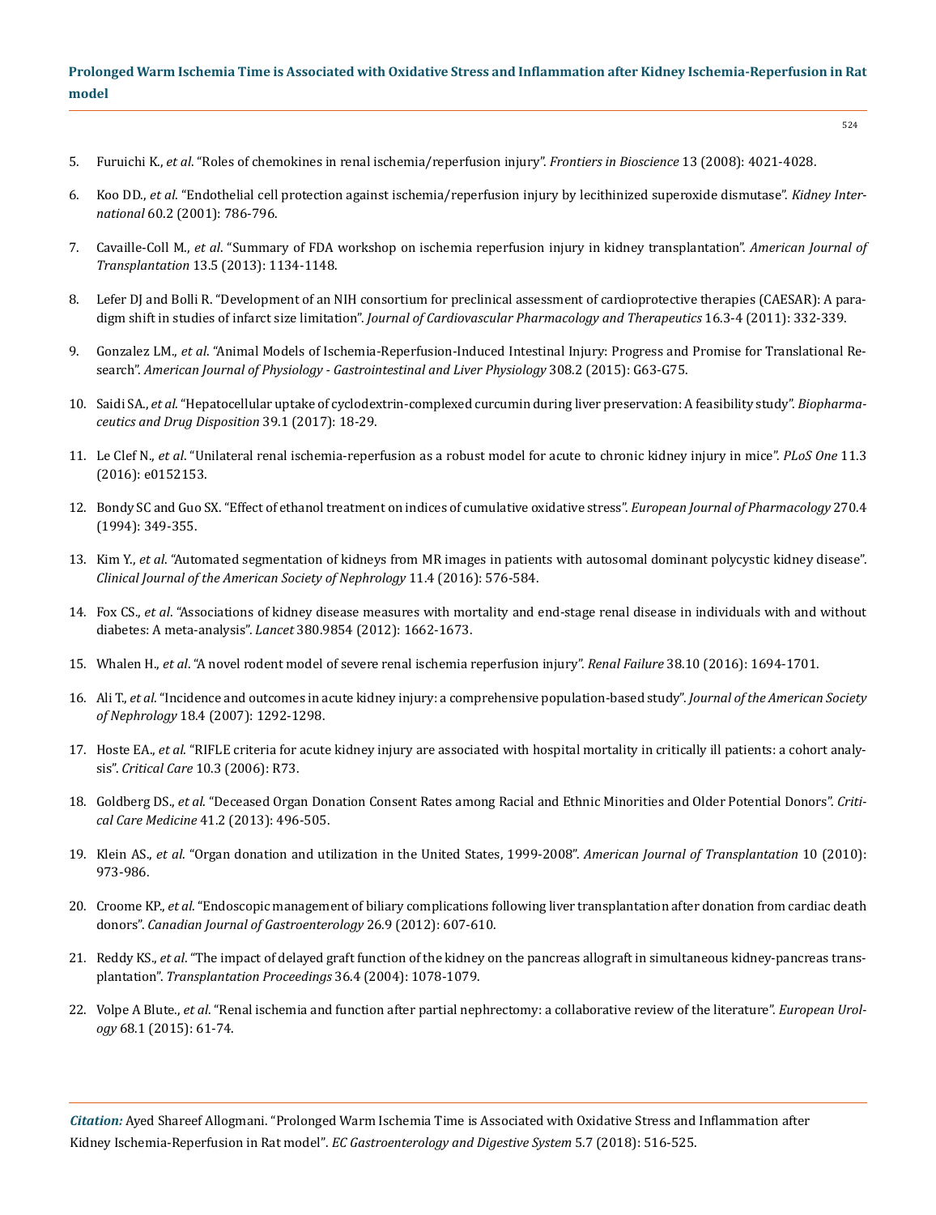5. Furuichi K., *et al*. "Roles of chemokines in renal ischemia/reperfusion injury". *Frontiers in Bioscience* 13 (2008): 4021-4028.
6. Koo DD., *et al*. "Endothelial cell protection against ischemia/reperfusion injury by lecithinized superoxide dismutase". *Kidney International* 60.2 (2001): 786-796.
7. Cavaille-Coll M., *et al*. "Summary of FDA workshop on ischemia reperfusion injury in kidney transplantation". *American Journal of Transplantation* 13.5 (2013): 1134-1148.
8. Lefer DJ and Bolli R. "Development of an NIH consortium for preclinical assessment of cardioprotective therapies (CAESAR): A paradigm shift in studies of infarct size limitation". *Journal of Cardiovascular Pharmacology and Therapeutics* 16.3-4 (2011): 332-339.
9. Gonzalez LM., *et al*. "Animal Models of Ischemia-Reperfusion-Induced Intestinal Injury: Progress and Promise for Translational Research". *American Journal of Physiology - Gastrointestinal and Liver Physiology* 308.2 (2015): G63-G75.
10. Saidi SA., *et al*. "Hepatocellular uptake of cyclodextrin-complexed curcumin during liver preservation: A feasibility study". *Biopharmaceutics and Drug Disposition* 39.1 (2017): 18-29.
11. Le Clef N., *et al*. "Unilateral renal ischemia-reperfusion as a robust model for acute to chronic kidney injury in mice". *PLoS One* 11.3 (2016): e0152153.
12. Bondy SC and Guo SX. "Effect of ethanol treatment on indices of cumulative oxidative stress". *European Journal of Pharmacology* 270.4 (1994): 349-355.
13. Kim Y., *et al*. "Automated segmentation of kidneys from MR images in patients with autosomal dominant polycystic kidney disease". *Clinical Journal of the American Society of Nephrology* 11.4 (2016): 576-584.
14. Fox CS., *et al*. "Associations of kidney disease measures with mortality and end-stage renal disease in individuals with and without diabetes: A meta-analysis". *Lancet* 380.9854 (2012): 1662-1673.
15. Whalen H., *et al*. "A novel rodent model of severe renal ischemia reperfusion injury". *Renal Failure* 38.10 (2016): 1694-1701.
16. Ali T., *et al*. "Incidence and outcomes in acute kidney injury: a comprehensive population-based study". *Journal of the American Society of Nephrology* 18.4 (2007): 1292-1298.
17. Hoste EA., *et al*. "RIFLE criteria for acute kidney injury are associated with hospital mortality in critically ill patients: a cohort analysis". *Critical Care* 10.3 (2006): R73.
18. Goldberg DS., *et al*. "Deceased Organ Donation Consent Rates among Racial and Ethnic Minorities and Older Potential Donors". *Critical Care Medicine* 41.2 (2013): 496-505.
19. Klein AS., *et al*. "Organ donation and utilization in the United States, 1999-2008". *American Journal of Transplantation* 10 (2010): 973-986.
20. Croome KP., *et al*. "Endoscopic management of biliary complications following liver transplantation after donation from cardiac death donors". *Canadian Journal of Gastroenterology* 26.9 (2012): 607-610.
21. Reddy KS., *et al*. "The impact of delayed graft function of the kidney on the pancreas allograft in simultaneous kidney-pancreas transplantation". *Transplantation Proceedings* 36.4 (2004): 1078-1079.
22. Volpe A Blute., *et al*. "Renal ischemia and function after partial nephrectomy: a collaborative review of the literature". *European Urology* 68.1 (2015): 61-74.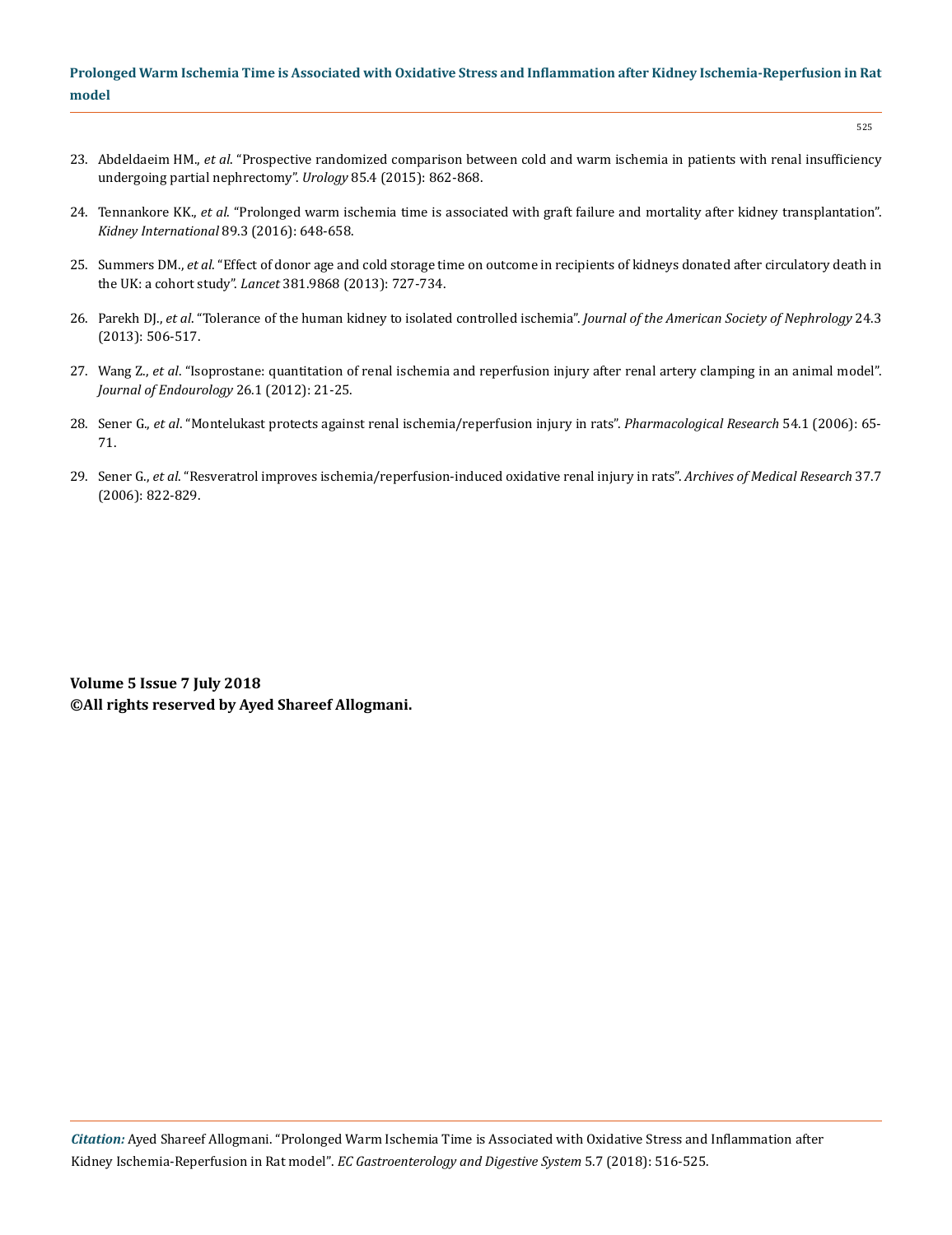23. Abdeldaeim HM., *et al*. "Prospective randomized comparison between cold and warm ischemia in patients with renal insufficiency undergoing partial nephrectomy". *Urology* 85.4 (2015): 862-868.

24. Tennankore KK., *et al*. "Prolonged warm ischemia time is associated with graft failure and mortality after kidney transplantation". *Kidney International* 89.3 (2016): 648-658.

25. Summers DM., *et al*. "Effect of donor age and cold storage time on outcome in recipients of kidneys donated after circulatory death in the UK: a cohort study". *Lancet* 381.9868 (2013): 727-734.

26. Parekh DJ., *et al*. "Tolerance of the human kidney to isolated controlled ischemia". *Journal of the American Society of Nephrology* 24.3 (2013): 506-517.

27. Wang Z., *et al*. "Isoprostane: quantitation of renal ischemia and reperfusion injury after renal artery clamping in an animal model". *Journal of Endourology* 26.1 (2012): 21-25.

28. Sener G., *et al*. "Montelukast protects against renal ischemia/reperfusion injury in rats". *Pharmacological Research* 54.1 (2006): 65-71.

29. Sener G., *et al*. "Resveratrol improves ischemia/reperfusion-induced oxidative renal injury in rats". *Archives of Medical Research* 37.7 (2006): 822-829.

**Volume 5 Issue 7 July 2018**
**©All rights reserved by Ayed Shareef Allogmani.**